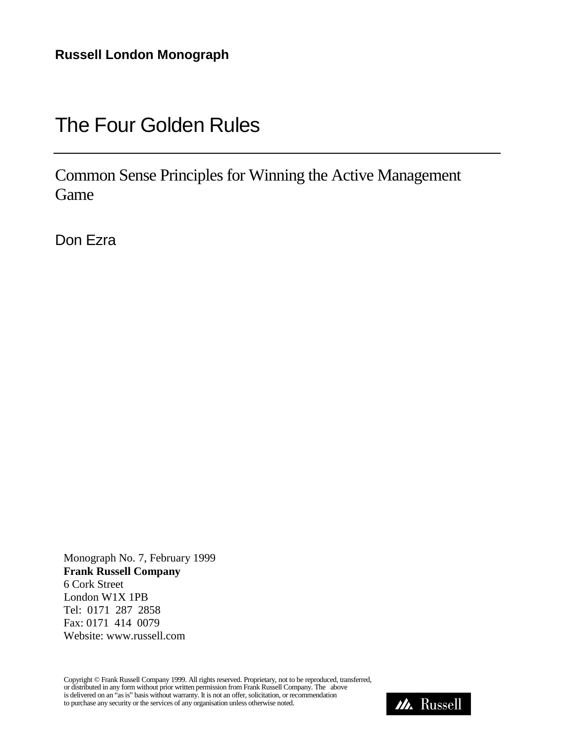**Russell London Monograph**

# The Four Golden Rules

## Common Sense Principles for Winning the Active Management Game

Don Ezra

Monograph No. 7, February 1999
**Frank Russell Company**
6 Cork Street
London W1X 1PB
Tel: 0171 287 2858
Fax: 0171 414 0079
Website: www.russell.com

Copyright © Frank Russell Company 1999. All rights reserved. Proprietary, not to be reproduced, transferred, or distributed in any form without prior written permission from Frank Russell Company. The above is delivered on an "as is" basis without warranty. It is not an offer, solicitation, or recommendation to purchase any security or the services of any organisation unless otherwise noted.

Russell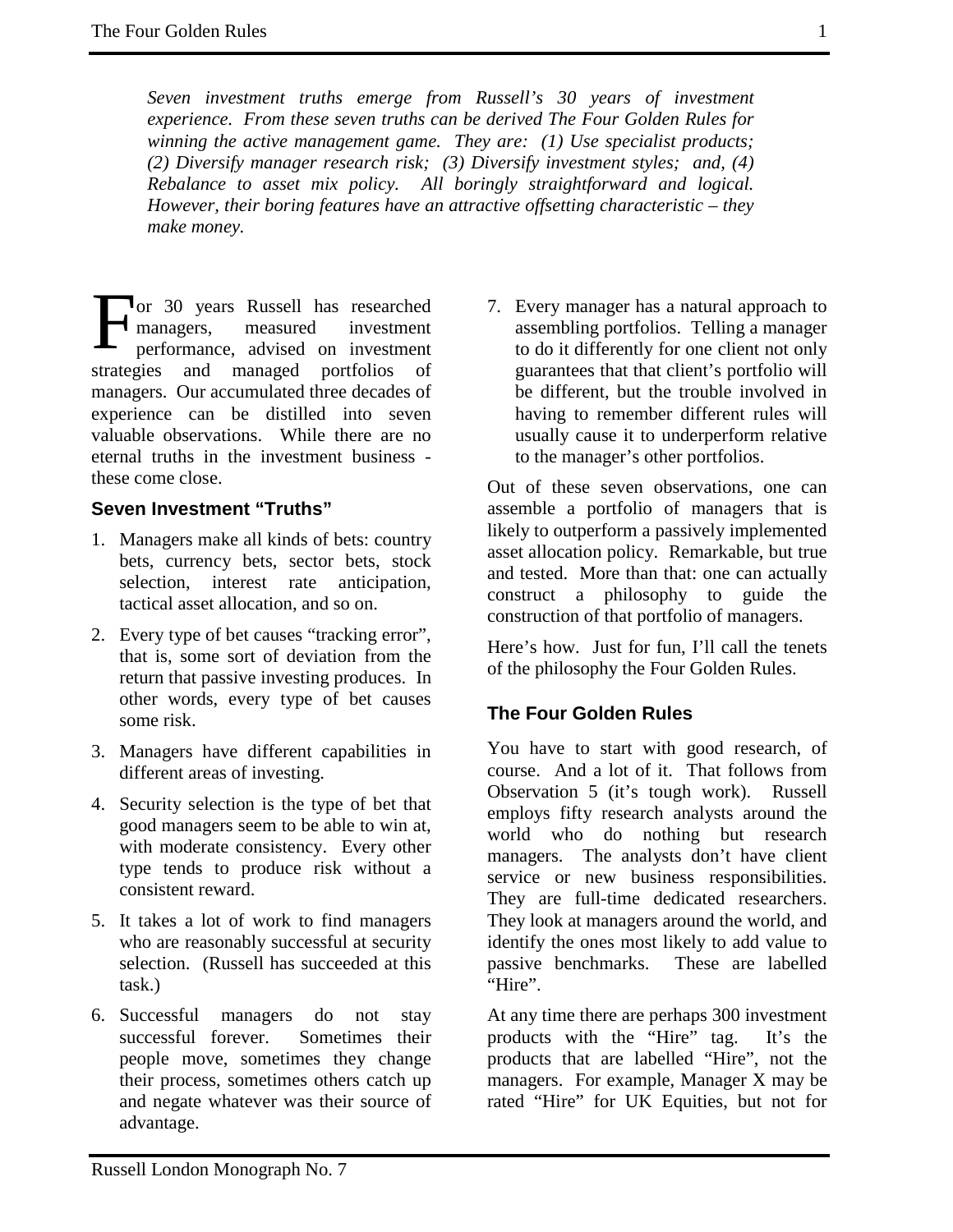*Seven investment truths emerge from Russell's 30 years of investment experience. From these seven truths can be derived The Four Golden Rules for winning the active management game. They are: (1) Use specialist products; (2) Diversify manager research risk; (3) Diversify investment styles; and, (4) Rebalance to asset mix policy. All boringly straightforward and logical. However, their boring features have an attractive offsetting characteristic – they make money.*

For 30 years Russell has researched managers, measured investment performance, advised on investment strategies and managed portfolios of managers. Our accumulated three decades of experience can be distilled into seven valuable observations. While there are no eternal truths in the investment business - these come close.

### Seven Investment "Truths"

1. Managers make all kinds of bets: country bets, currency bets, sector bets, stock selection, interest rate anticipation, tactical asset allocation, and so on.
2. Every type of bet causes "tracking error", that is, some sort of deviation from the return that passive investing produces. In other words, every type of bet causes some risk.
3. Managers have different capabilities in different areas of investing.
4. Security selection is the type of bet that good managers seem to be able to win at, with moderate consistency. Every other type tends to produce risk without a consistent reward.
5. It takes a lot of work to find managers who are reasonably successful at security selection. (Russell has succeeded at this task.)
6. Successful managers do not stay successful forever. Sometimes their people move, sometimes they change their process, sometimes others catch up and negate whatever was their source of advantage.
7. Every manager has a natural approach to assembling portfolios. Telling a manager to do it differently for one client not only guarantees that that client's portfolio will be different, but the trouble involved in having to remember different rules will usually cause it to underperform relative to the manager's other portfolios.

Out of these seven observations, one can assemble a portfolio of managers that is likely to outperform a passively implemented asset allocation policy. Remarkable, but true and tested. More than that: one can actually construct a philosophy to guide the construction of that portfolio of managers.

Here's how. Just for fun, I'll call the tenets of the philosophy the Four Golden Rules.

### The Four Golden Rules

You have to start with good research, of course. And a lot of it. That follows from Observation 5 (it's tough work). Russell employs fifty research analysts around the world who do nothing but research managers. The analysts don't have client service or new business responsibilities. They are full-time dedicated researchers. They look at managers around the world, and identify the ones most likely to add value to passive benchmarks. These are labelled "Hire".

At any time there are perhaps 300 investment products with the "Hire" tag. It's the products that are labelled "Hire", not the managers. For example, Manager X may be rated "Hire" for UK Equities, but not for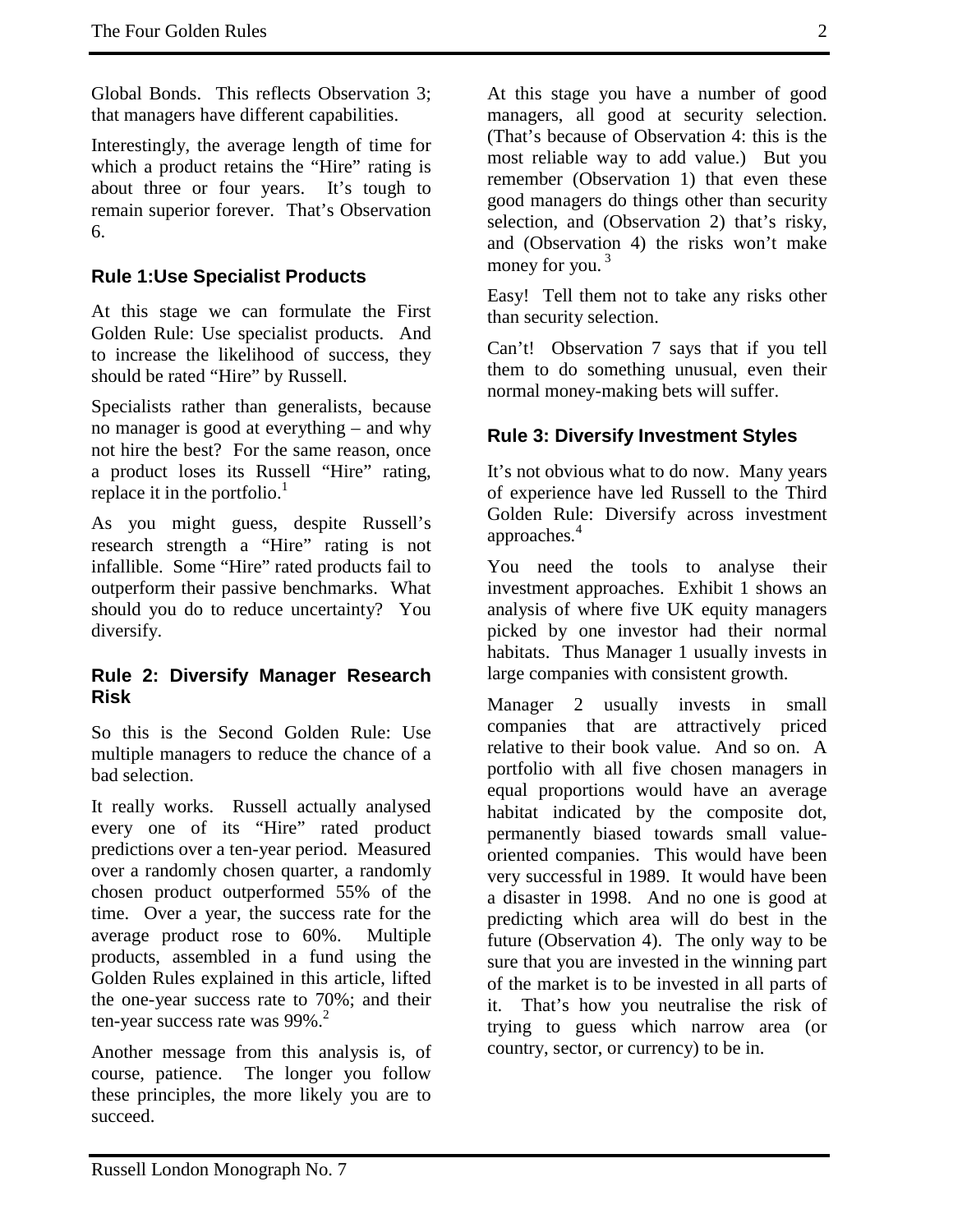Global Bonds. This reflects Observation 3; that managers have different capabilities.

Interestingly, the average length of time for which a product retains the "Hire" rating is about three or four years. It's tough to remain superior forever. That's Observation 6.

## Rule 1:Use Specialist Products

At this stage we can formulate the First Golden Rule: Use specialist products. And to increase the likelihood of success, they should be rated "Hire" by Russell.

Specialists rather than generalists, because no manager is good at everything – and why not hire the best? For the same reason, once a product loses its Russell "Hire" rating, replace it in the portfolio.[1]

As you might guess, despite Russell's research strength a "Hire" rating is not infallible. Some "Hire" rated products fail to outperform their passive benchmarks. What should you do to reduce uncertainty? You diversify.

## Rule 2: Diversify Manager Research Risk

So this is the Second Golden Rule: Use multiple managers to reduce the chance of a bad selection.

It really works. Russell actually analysed every one of its "Hire" rated product predictions over a ten-year period. Measured over a randomly chosen quarter, a randomly chosen product outperformed 55% of the time. Over a year, the success rate for the average product rose to 60%. Multiple products, assembled in a fund using the Golden Rules explained in this article, lifted the one-year success rate to 70%; and their ten-year success rate was 99%.[2]

Another message from this analysis is, of course, patience. The longer you follow these principles, the more likely you are to succeed.

At this stage you have a number of good managers, all good at security selection. (That's because of Observation 4: this is the most reliable way to add value.) But you remember (Observation 1) that even these good managers do things other than security selection, and (Observation 2) that's risky, and (Observation 4) the risks won't make money for you.[3]

Easy! Tell them not to take any risks other than security selection.

Can't! Observation 7 says that if you tell them to do something unusual, even their normal money-making bets will suffer.

## Rule 3: Diversify Investment Styles

It's not obvious what to do now. Many years of experience have led Russell to the Third Golden Rule: Diversify across investment approaches.[4]

You need the tools to analyse their investment approaches. Exhibit 1 shows an analysis of where five UK equity managers picked by one investor had their normal habitats. Thus Manager 1 usually invests in large companies with consistent growth.

Manager 2 usually invests in small companies that are attractively priced relative to their book value. And so on. A portfolio with all five chosen managers in equal proportions would have an average habitat indicated by the composite dot, permanently biased towards small value-oriented companies. This would have been very successful in 1989. It would have been a disaster in 1998. And no one is good at predicting which area will do best in the future (Observation 4). The only way to be sure that you are invested in the winning part of the market is to be invested in all parts of it. That's how you neutralise the risk of trying to guess which narrow area (or country, sector, or currency) to be in.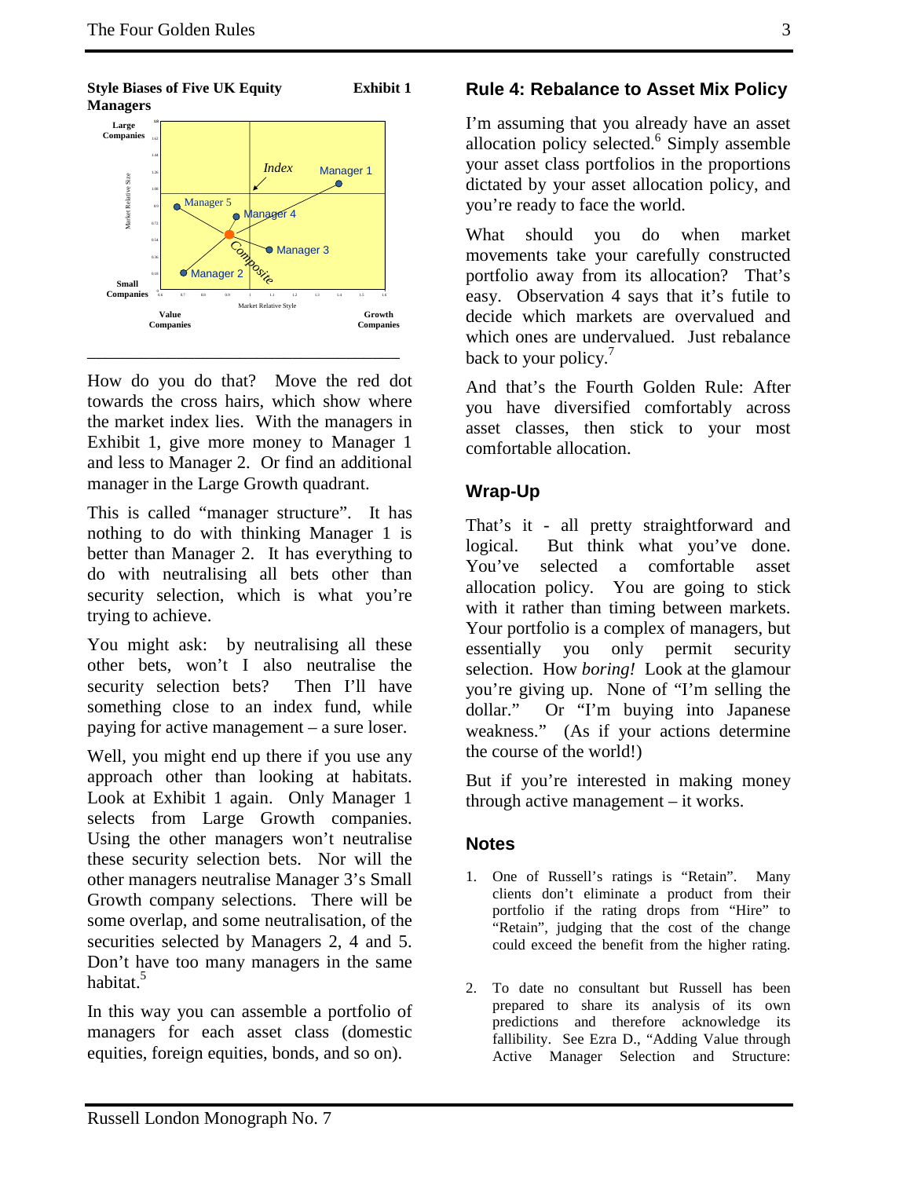**Style Biases of Five UK Equity Managers** **Exhibit 1**

Large Companies

Small Companies

Value Companies

Growth Companies

Market Relative Size

Market Relative Style

Index

Manager 1

Manager 2

Manager 3

Manager 4

Manager 5

Composite

How do you do that? Move the red dot towards the cross hairs, which show where the market index lies. With the managers in Exhibit 1, give more money to Manager 1 and less to Manager 2. Or find an additional manager in the Large Growth quadrant.

This is called "manager structure". It has nothing to do with thinking Manager 1 is better than Manager 2. It has everything to do with neutralising all bets other than security selection, which is what you're trying to achieve.

You might ask: by neutralising all these other bets, won't I also neutralise the security selection bets? Then I'll have something close to an index fund, while paying for active management – a sure loser.

Well, you might end up there if you use any approach other than looking at habitats. Look at Exhibit 1 again. Only Manager 1 selects from Large Growth companies. Using the other managers won't neutralise these security selection bets. Nor will the other managers neutralise Manager 3's Small Growth company selections. There will be some overlap, and some neutralisation, of the securities selected by Managers 2, 4 and 5. Don't have too many managers in the same habitat.[5]

In this way you can assemble a portfolio of managers for each asset class (domestic equities, foreign equities, bonds, and so on).

## Rule 4: Rebalance to Asset Mix Policy

I'm assuming that you already have an asset allocation policy selected.[6] Simply assemble your asset class portfolios in the proportions dictated by your asset allocation policy, and you're ready to face the world.

What should you do when market movements take your carefully constructed portfolio away from its allocation? That's easy. Observation 4 says that it's futile to decide which markets are overvalued and which ones are undervalued. Just rebalance back to your policy.[7]

And that's the Fourth Golden Rule: After you have diversified comfortably across asset classes, then stick to your most comfortable allocation.

## Wrap-Up

That's it - all pretty straightforward and logical. But think what you've done. You've selected a comfortable asset allocation policy. You are going to stick with it rather than timing between markets. Your portfolio is a complex of managers, but essentially you only permit security selection. How *boring!* Look at the glamour you're giving up. None of "I'm selling the dollar." Or "I'm buying into Japanese weakness." (As if your actions determine the course of the world!)

But if you're interested in making money through active management – it works.

## Notes

1. One of Russell's ratings is "Retain". Many clients don't eliminate a product from their portfolio if the rating drops from "Hire" to "Retain", judging that the cost of the change could exceed the benefit from the higher rating.

2. To date no consultant but Russell has been prepared to share its analysis of its own predictions and therefore acknowledge its fallibility. See Ezra D., "Adding Value through Active Manager Selection and Structure: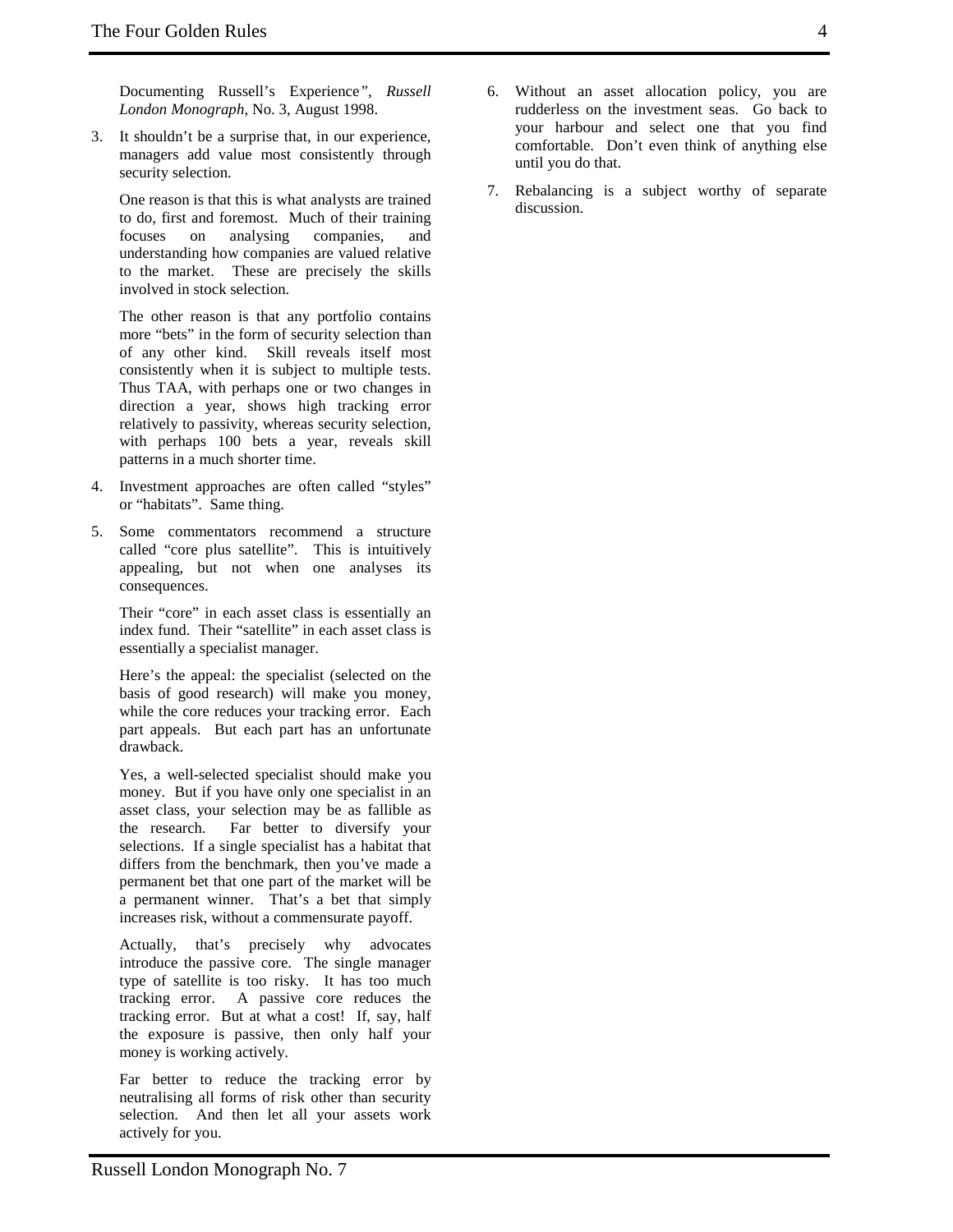Documenting Russell's Experience", *Russell London Monograph*, No. 3, August 1998.

3. It shouldn't be a surprise that, in our experience, managers add value most consistently through security selection.

   One reason is that this is what analysts are trained to do, first and foremost. Much of their training focuses on analysing companies, and understanding how companies are valued relative to the market. These are precisely the skills involved in stock selection.

   The other reason is that any portfolio contains more "bets" in the form of security selection than of any other kind. Skill reveals itself most consistently when it is subject to multiple tests. Thus TAA, with perhaps one or two changes in direction a year, shows high tracking error relatively to passivity, whereas security selection, with perhaps 100 bets a year, reveals skill patterns in a much shorter time.

4. Investment approaches are often called "styles" or "habitats". Same thing.

5. Some commentators recommend a structure called "core plus satellite". This is intuitively appealing, but not when one analyses its consequences.

   Their "core" in each asset class is essentially an index fund. Their "satellite" in each asset class is essentially a specialist manager.

   Here's the appeal: the specialist (selected on the basis of good research) will make you money, while the core reduces your tracking error. Each part appeals. But each part has an unfortunate drawback.

   Yes, a well-selected specialist should make you money. But if you have only one specialist in an asset class, your selection may be as fallible as the research. Far better to diversify your selections. If a single specialist has a habitat that differs from the benchmark, then you've made a permanent bet that one part of the market will be a permanent winner. That's a bet that simply increases risk, without a commensurate payoff.

   Actually, that's precisely why advocates introduce the passive core. The single manager type of satellite is too risky. It has too much tracking error. A passive core reduces the tracking error. But at what a cost! If, say, half the exposure is passive, then only half your money is working actively.

   Far better to reduce the tracking error by neutralising all forms of risk other than security selection. And then let all your assets work actively for you.

6. Without an asset allocation policy, you are rudderless on the investment seas. Go back to your harbour and select one that you find comfortable. Don't even think of anything else until you do that.

7. Rebalancing is a subject worthy of separate discussion.